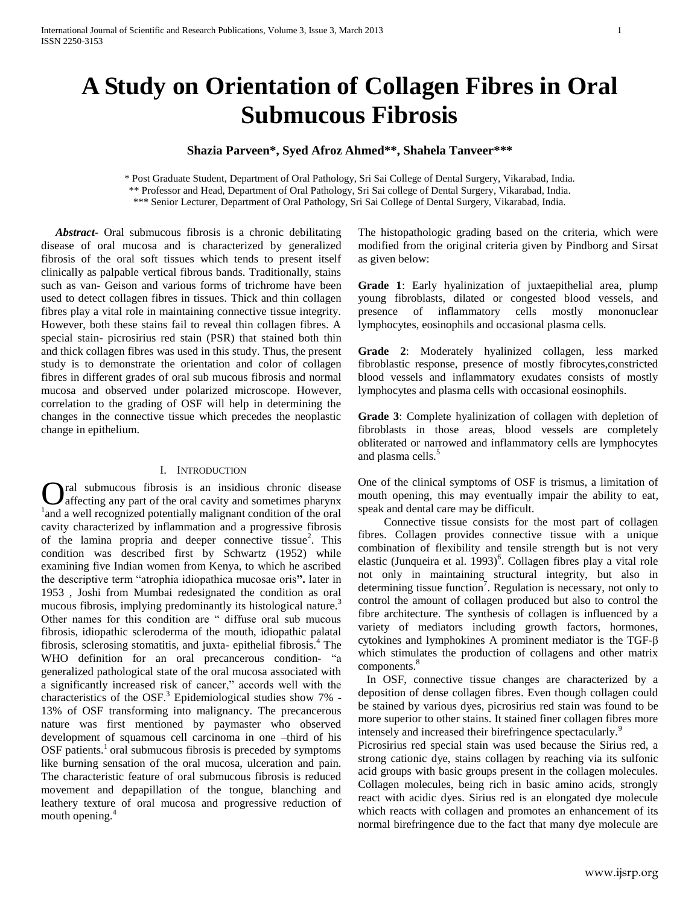# A Study on Orientation of Collagen Fibres in Oral Submucous Fibrosis

**Shazia Parveen*, Syed Afroz Ahmed**, Shahela Tanveer*****

\* Post Graduate Student, Department of Oral Pathology, Sri Sai College of Dental Surgery, Vikarabad, India.
\** Professor and Head, Department of Oral Pathology, Sri Sai college of Dental Surgery, Vikarabad, India.
\*** Senior Lecturer, Department of Oral Pathology, Sri Sai College of Dental Surgery, Vikarabad, India.

***Abstract-*** Oral submucous fibrosis is a chronic debilitating disease of oral mucosa and is characterized by generalized fibrosis of the oral soft tissues which tends to present itself clinically as palpable vertical fibrous bands. Traditionally, stains such as van- Geison and various forms of trichrome have been used to detect collagen fibres in tissues. Thick and thin collagen fibres play a vital role in maintaining connective tissue integrity. However, both these stains fail to reveal thin collagen fibres. A special stain- picrosirius red stain (PSR) that stained both thin and thick collagen fibres was used in this study. Thus, the present study is to demonstrate the orientation and color of collagen fibres in different grades of oral sub mucous fibrosis and normal mucosa and observed under polarized microscope. However, correlation to the grading of OSF will help in determining the changes in the connective tissue which precedes the neoplastic change in epithelium.

## I. Introduction

Oral submucous fibrosis is an insidious chronic disease affecting any part of the oral cavity and sometimes pharynx [1]and a well recognized potentially malignant condition of the oral cavity characterized by inflammation and a progressive fibrosis of the lamina propria and deeper connective tissue[2]. This condition was described first by Schwartz (1952) while examining five Indian women from Kenya, to which he ascribed the descriptive term "atrophia idiopathica mucosae oris**".** later in 1953 , Joshi from Mumbai redesignated the condition as oral mucous fibrosis, implying predominantly its histological nature.[3] Other names for this condition are " diffuse oral sub mucous fibrosis, idiopathic scleroderma of the mouth, idiopathic palatal fibrosis, sclerosing stomatitis, and juxta- epithelial fibrosis.[4] The WHO definition for an oral precancerous condition- "a generalized pathological state of the oral mucosa associated with a significantly increased risk of cancer," accords well with the characteristics of the OSF.[3] Epidemiological studies show 7% - 13% of OSF transforming into malignancy. The precancerous nature was first mentioned by paymaster who observed development of squamous cell carcinoma in one –third of his OSF patients.[1] oral submucous fibrosis is preceded by symptoms like burning sensation of the oral mucosa, ulceration and pain. The characteristic feature of oral submucous fibrosis is reduced movement and depapillation of the tongue, blanching and leathery texture of oral mucosa and progressive reduction of mouth opening.[4]

The histopathologic grading based on the criteria, which were modified from the original criteria given by Pindborg and Sirsat as given below:

**Grade 1**: Early hyalinization of juxtaepithelial area, plump young fibroblasts, dilated or congested blood vessels, and presence of inflammatory cells mostly mononuclear lymphocytes, eosinophils and occasional plasma cells.

**Grade 2**: Moderately hyalinized collagen, less marked fibroblastic response, presence of mostly fibrocytes,constricted blood vessels and inflammatory exudates consists of mostly lymphocytes and plasma cells with occasional eosinophils.

**Grade 3**: Complete hyalinization of collagen with depletion of fibroblasts in those areas, blood vessels are completely obliterated or narrowed and inflammatory cells are lymphocytes and plasma cells.[5]

One of the clinical symptoms of OSF is trismus, a limitation of mouth opening, this may eventually impair the ability to eat, speak and dental care may be difficult.

Connective tissue consists for the most part of collagen fibres. Collagen provides connective tissue with a unique combination of flexibility and tensile strength but is not very elastic (Junqueira et al. 1993)[6]. Collagen fibres play a vital role not only in maintaining structural integrity, but also in determining tissue function[7]. Regulation is necessary, not only to control the amount of collagen produced but also to control the fibre architecture. The synthesis of collagen is influenced by a variety of mediators including growth factors, hormones, cytokines and lymphokines A prominent mediator is the TGF-β which stimulates the production of collagens and other matrix components.[8]

In OSF, connective tissue changes are characterized by a deposition of dense collagen fibres. Even though collagen could be stained by various dyes, picrosirius red stain was found to be more superior to other stains. It stained finer collagen fibres more intensely and increased their birefringence spectacularly.[9]

Picrosirius red special stain was used because the Sirius red, a strong cationic dye, stains collagen by reaching via its sulfonic acid groups with basic groups present in the collagen molecules. Collagen molecules, being rich in basic amino acids, strongly react with acidic dyes. Sirius red is an elongated dye molecule which reacts with collagen and promotes an enhancement of its normal birefringence due to the fact that many dye molecule are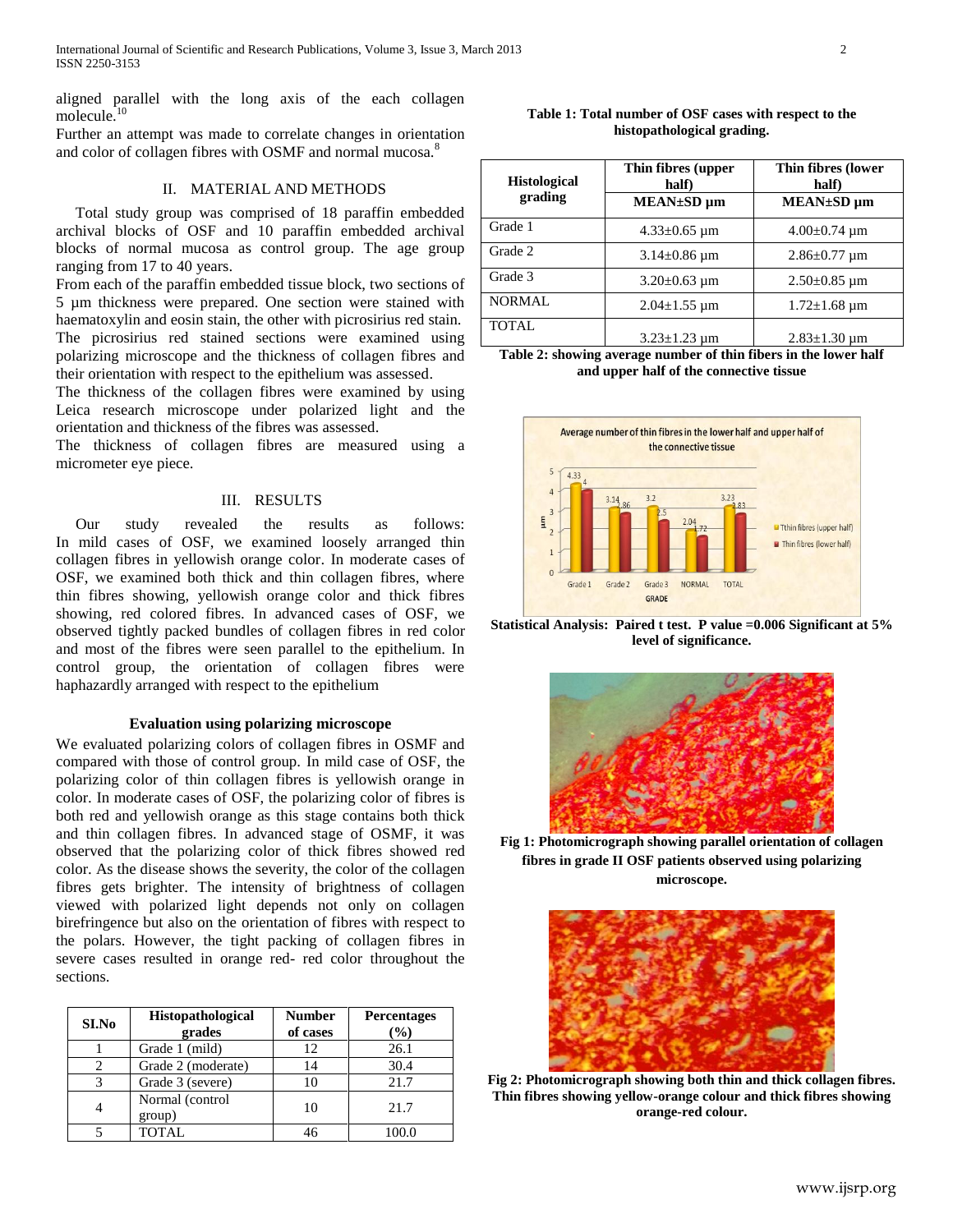aligned parallel with the long axis of the each collagen molecule.[10]

Further an attempt was made to correlate changes in orientation and color of collagen fibres with OSMF and normal mucosa.[8]

## II. MATERIAL AND METHODS

Total study group was comprised of 18 paraffin embedded archival blocks of OSF and 10 paraffin embedded archival blocks of normal mucosa as control group. The age group ranging from 17 to 40 years.

From each of the paraffin embedded tissue block, two sections of 5 µm thickness were prepared. One section were stained with haematoxylin and eosin stain, the other with picrosirius red stain. The picrosirius red stained sections were examined using polarizing microscope and the thickness of collagen fibres and their orientation with respect to the epithelium was assessed.

The thickness of the collagen fibres were examined by using Leica research microscope under polarized light and the orientation and thickness of the fibres was assessed.

The thickness of collagen fibres are measured using a micrometer eye piece.

## III. RESULTS

Our study revealed the results as follows: In mild cases of OSF, we examined loosely arranged thin collagen fibres in yellowish orange color. In moderate cases of OSF, we examined both thick and thin collagen fibres, where thin fibres showing, yellowish orange color and thick fibres showing, red colored fibres. In advanced cases of OSF, we observed tightly packed bundles of collagen fibres in red color and most of the fibres were seen parallel to the epithelium. In control group, the orientation of collagen fibres were haphazardly arranged with respect to the epithelium

### Evaluation using polarizing microscope

We evaluated polarizing colors of collagen fibres in OSMF and compared with those of control group. In mild case of OSF, the polarizing color of thin collagen fibres is yellowish orange in color. In moderate cases of OSF, the polarizing color of fibres is both red and yellowish orange as this stage contains both thick and thin collagen fibres. In advanced stage of OSMF, it was observed that the polarizing color of thick fibres showed red color. As the disease shows the severity, the color of the collagen fibres gets brighter. The intensity of brightness of collagen viewed with polarized light depends not only on collagen birefringence but also on the orientation of fibres with respect to the polars. However, the tight packing of collagen fibres in severe cases resulted in orange red- red color throughout the sections.

| SI.No | Histopathological grades | Number of cases | Percentages (%) |
|---|---|---|---|
| 1 | Grade 1 (mild) | 12 | 26.1 |
| 2 | Grade 2 (moderate) | 14 | 30.4 |
| 3 | Grade 3 (severe) | 10 | 21.7 |
| 4 | Normal (control group) | 10 | 21.7 |
| 5 | TOTAL | 46 | 100.0 |

**Table 1: Total number of OSF cases with respect to the histopathological grading.**

| Histological grading | Thin fibres (upper half) | Thin fibres (lower half) |
|---|---|---|
| | MEAN±SD µm | MEAN±SD µm |
| Grade 1 | 4.33±0.65 µm | 4.00±0.74 µm |
| Grade 2 | 3.14±0.86 µm | 2.86±0.77 µm |
| Grade 3 | 3.20±0.63 µm | 2.50±0.85 µm |
| NORMAL | 2.04±1.55 µm | 1.72±1.68 µm |
| TOTAL | 3.23±1.23 µm | 2.83±1.30 µm |

**Table 2: showing average number of thin fibers in the lower half and upper half of the connective tissue**

**Statistical Analysis: Paired t test. P value =0.006 Significant at 5% level of significance.**

**Fig 1: Photomicrograph showing parallel orientation of collagen fibres in grade II OSF patients observed using polarizing microscope.**

**Fig 2: Photomicrograph showing both thin and thick collagen fibres. Thin fibres showing yellow-orange colour and thick fibres showing orange-red colour.**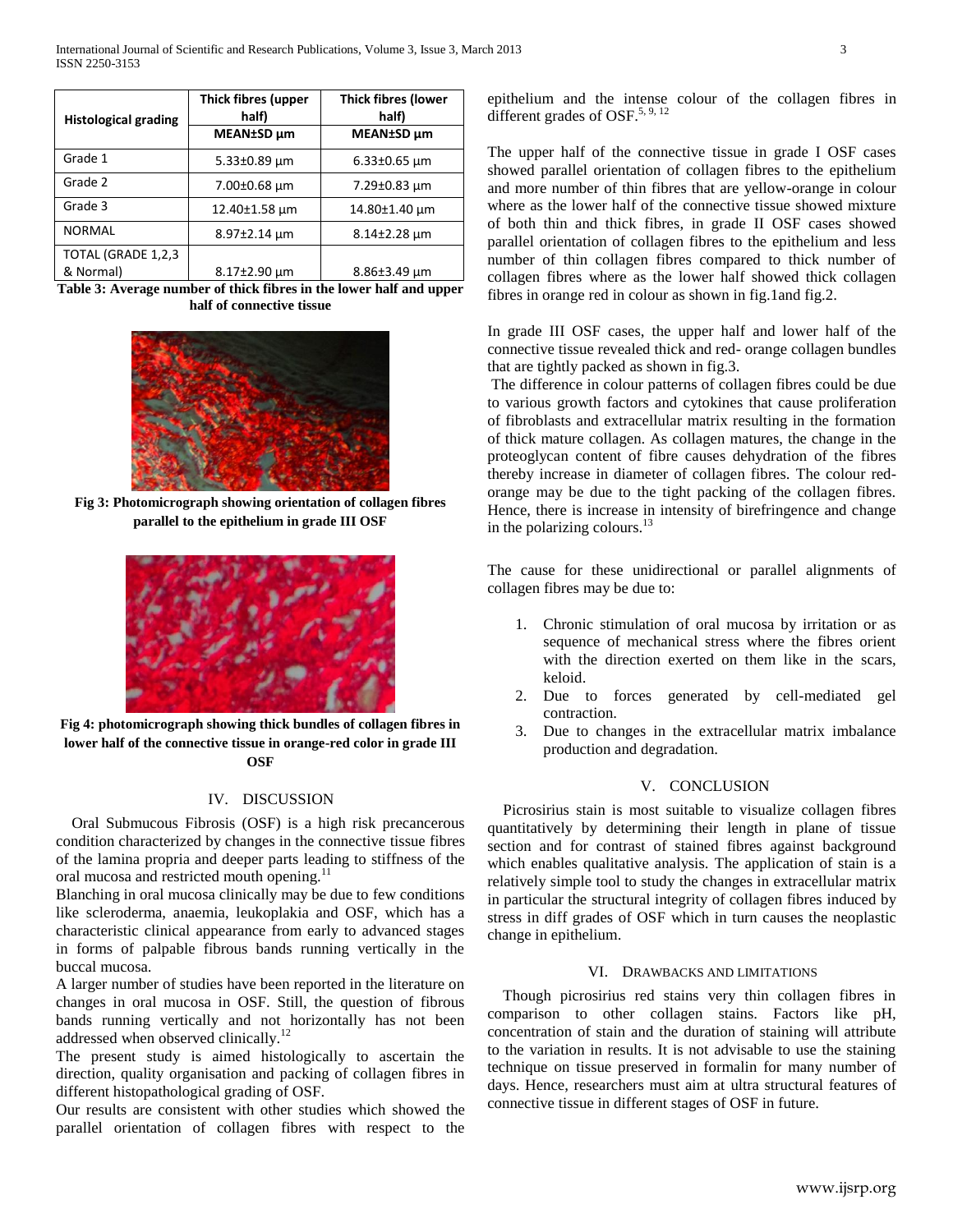| Histological grading | Thick fibres (upper half) | Thick fibres (lower half) |
|---|---|---|
| | MEAN±SD µm | MEAN±SD µm |
| Grade 1 | 5.33±0.89 µm | 6.33±0.65 µm |
| Grade 2 | 7.00±0.68 µm | 7.29±0.83 µm |
| Grade 3 | 12.40±1.58 µm | 14.80±1.40 µm |
| NORMAL | 8.97±2.14 µm | 8.14±2.28 µm |
| TOTAL (GRADE 1,2,3 & Normal) | 8.17±2.90 µm | 8.86±3.49 µm |

**Table 3: Average number of thick fibres in the lower half and upper half of connective tissue**

**Fig 3: Photomicrograph showing orientation of collagen fibres parallel to the epithelium in grade III OSF**

**Fig 4: photomicrograph showing thick bundles of collagen fibres in lower half of the connective tissue in orange-red color in grade III OSF**

## IV. DISCUSSION

Oral Submucous Fibrosis (OSF) is a high risk precancerous condition characterized by changes in the connective tissue fibres of the lamina propria and deeper parts leading to stiffness of the oral mucosa and restricted mouth opening.[11]

Blanching in oral mucosa clinically may be due to few conditions like scleroderma, anaemia, leukoplakia and OSF, which has a characteristic clinical appearance from early to advanced stages in forms of palpable fibrous bands running vertically in the buccal mucosa.

A larger number of studies have been reported in the literature on changes in oral mucosa in OSF. Still, the question of fibrous bands running vertically and not horizontally has not been addressed when observed clinically.[12]

The present study is aimed histologically to ascertain the direction, quality organisation and packing of collagen fibres in different histopathological grading of OSF.

Our results are consistent with other studies which showed the parallel orientation of collagen fibres with respect to the epithelium and the intense colour of the collagen fibres in different grades of OSF.[5, 9, 12]

The upper half of the connective tissue in grade I OSF cases showed parallel orientation of collagen fibres to the epithelium and more number of thin fibres that are yellow-orange in colour where as the lower half of the connective tissue showed mixture of both thin and thick fibres, in grade II OSF cases showed parallel orientation of collagen fibres to the epithelium and less number of thin collagen fibres compared to thick number of collagen fibres where as the lower half showed thick collagen fibres in orange red in colour as shown in fig.1and fig.2.

In grade III OSF cases, the upper half and lower half of the connective tissue revealed thick and red- orange collagen bundles that are tightly packed as shown in fig.3.

The difference in colour patterns of collagen fibres could be due to various growth factors and cytokines that cause proliferation of fibroblasts and extracellular matrix resulting in the formation of thick mature collagen. As collagen matures, the change in the proteoglycan content of fibre causes dehydration of the fibres thereby increase in diameter of collagen fibres. The colour red-orange may be due to the tight packing of the collagen fibres. Hence, there is increase in intensity of birefringence and change in the polarizing colours.[13]

The cause for these unidirectional or parallel alignments of collagen fibres may be due to:

1. Chronic stimulation of oral mucosa by irritation or as sequence of mechanical stress where the fibres orient with the direction exerted on them like in the scars, keloid.
2. Due to forces generated by cell-mediated gel contraction.
3. Due to changes in the extracellular matrix imbalance production and degradation.

## V. CONCLUSION

Picrosirius stain is most suitable to visualize collagen fibres quantitatively by determining their length in plane of tissue section and for contrast of stained fibres against background which enables qualitative analysis. The application of stain is a relatively simple tool to study the changes in extracellular matrix in particular the structural integrity of collagen fibres induced by stress in diff grades of OSF which in turn causes the neoplastic change in epithelium.

## VI. DRAWBACKS AND LIMITATIONS

Though picrosirius red stains very thin collagen fibres in comparison to other collagen stains. Factors like pH, concentration of stain and the duration of staining will attribute to the variation in results. It is not advisable to use the staining technique on tissue preserved in formalin for many number of days. Hence, researchers must aim at ultra structural features of connective tissue in different stages of OSF in future.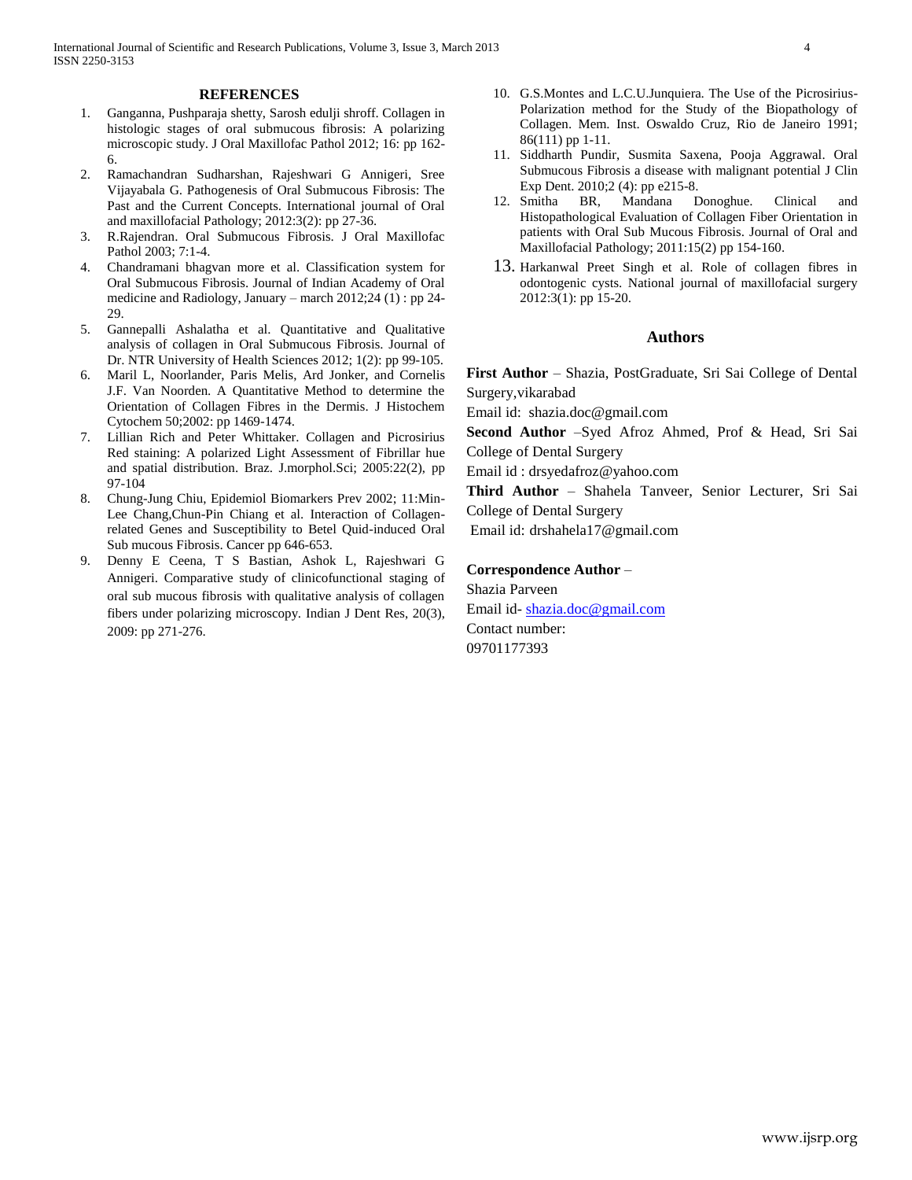## REFERENCES

1. Ganganna, Pushparaja shetty, Sarosh edulji shroff. Collagen in histologic stages of oral submucous fibrosis: A polarizing microscopic study. J Oral Maxillofac Pathol 2012; 16: pp 162-6.
2. Ramachandran Sudharshan, Rajeshwari G Annigeri, Sree Vijayabala G. Pathogenesis of Oral Submucous Fibrosis: The Past and the Current Concepts. International journal of Oral and maxillofacial Pathology; 2012:3(2): pp 27-36.
3. R.Rajendran. Oral Submucous Fibrosis. J Oral Maxillofac Pathol 2003; 7:1-4.
4. Chandramani bhagvan more et al. Classification system for Oral Submucous Fibrosis. Journal of Indian Academy of Oral medicine and Radiology, January – march 2012;24 (1) : pp 24-29.
5. Gannepalli Ashalatha et al. Quantitative and Qualitative analysis of collagen in Oral Submucous Fibrosis. Journal of Dr. NTR University of Health Sciences 2012; 1(2): pp 99-105.
6. Maril L, Noorlander, Paris Melis, Ard Jonker, and Cornelis J.F. Van Noorden. A Quantitative Method to determine the Orientation of Collagen Fibres in the Dermis. J Histochem Cytochem 50;2002: pp 1469-1474.
7. Lillian Rich and Peter Whittaker. Collagen and Picrosirius Red staining: A polarized Light Assessment of Fibrillar hue and spatial distribution. Braz. J.morphol.Sci; 2005:22(2), pp 97-104
8. Chung-Jung Chiu, Epidemiol Biomarkers Prev 2002; 11:Min-Lee Chang,Chun-Pin Chiang et al. Interaction of Collagen-related Genes and Susceptibility to Betel Quid-induced Oral Sub mucous Fibrosis. Cancer pp 646-653.
9. Denny E Ceena, T S Bastian, Ashok L, Rajeshwari G Annigeri. Comparative study of clinicofunctional staging of oral sub mucous fibrosis with qualitative analysis of collagen fibers under polarizing microscopy. Indian J Dent Res, 20(3), 2009: pp 271-276.
10. G.S.Montes and L.C.U.Junquiera. The Use of the Picrosirius-Polarization method for the Study of the Biopathology of Collagen. Mem. Inst. Oswaldo Cruz, Rio de Janeiro 1991; 86(111) pp 1-11.
11. Siddharth Pundir, Susmita Saxena, Pooja Aggrawal. Oral Submucous Fibrosis a disease with malignant potential J Clin Exp Dent. 2010;2 (4): pp e215-8.
12. Smitha BR, Mandana Donoghue. Clinical and Histopathological Evaluation of Collagen Fiber Orientation in patients with Oral Sub Mucous Fibrosis. Journal of Oral and Maxillofacial Pathology; 2011:15(2) pp 154-160.
13. Harkanwal Preet Singh et al. Role of collagen fibres in odontogenic cysts. National journal of maxillofacial surgery 2012:3(1): pp 15-20.

## Authors

**First Author** – Shazia, PostGraduate, Sri Sai College of Dental Surgery,vikarabad
Email id: shazia.doc@gmail.com

**Second Author** –Syed Afroz Ahmed, Prof & Head, Sri Sai College of Dental Surgery
Email id : drsyedafroz@yahoo.com

**Third Author** – Shahela Tanveer, Senior Lecturer, Sri Sai College of Dental Surgery
Email id: drshahela17@gmail.com

**Correspondence Author** –
Shazia Parveen
Email id- shazia.doc@gmail.com
Contact number:
09701177393